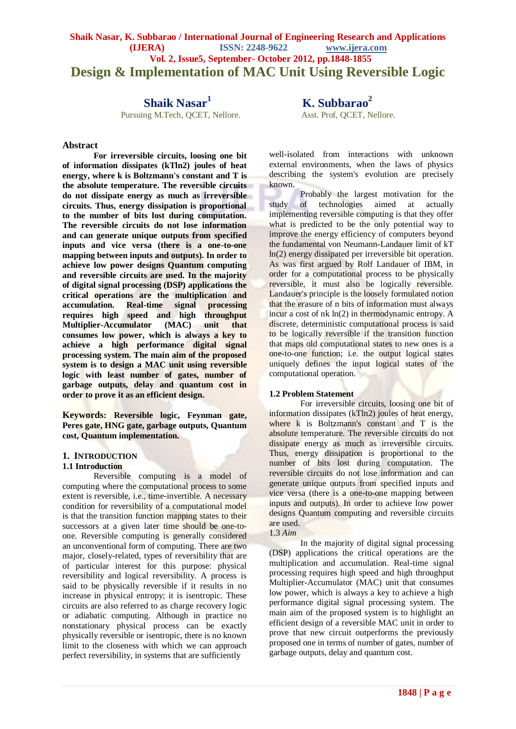# Design & Implementation of MAC Unit Using Reversible Logic

**Shaik Nasar**[1]
Pursuing M.Tech, QCET, Nellore.

**K. Subbarao**[2]
Asst. Prof, QCET, Nellore.

## Abstract

**For irreversible circuits, loosing one bit of information dissipates (kTln2) joules of heat energy, where k is Boltzmann's constant and T is the absolute temperature. The reversible circuits do not dissipate energy as much as irreversible circuits. Thus, energy dissipation is proportional to the number of bits lost during computation. The reversible circuits do not lose information and can generate unique outputs from specified inputs and vice versa (there is a one-to-one mapping between inputs and outputs). In order to achieve low power designs Quantum computing and reversible circuits are used. In the majority of digital signal processing (DSP) applications the critical operations are the multiplication and accumulation. Real-time signal processing requires high speed and high throughput Multiplier-Accumulator (MAC) unit that consumes low power, which is always a key to achieve a high performance digital signal processing system. The main aim of the proposed system is to design a MAC unit using reversible logic with least number of gates, number of garbage outputs, delay and quantum cost in order to prove it as an efficient design.**

**Keywords: Reversible logic, Feynman gate, Peres gate, HNG gate, garbage outputs, Quantum cost, Quantum implementation.**

## 1. Introduction

### 1.1 Introduction

Reversible computing is a model of computing where the computational process to some extent is reversible, i.e., time-invertible. A necessary condition for reversibility of a computational model is that the transition function mapping states to their successors at a given later time should be one-to-one. Reversible computing is generally considered an unconventional form of computing. There are two major, closely-related, types of reversibility that are of particular interest for this purpose: physical reversibility and logical reversibility. A process is said to be physically reversible if it results in no increase in physical entropy; it is isentropic. These circuits are also referred to as charge recovery logic or adiabatic computing. Although in practice no nonstationary physical process can be exactly physically reversible or isentropic, there is no known limit to the closeness with which we can approach perfect reversibility, in systems that are sufficiently well-isolated from interactions with unknown external environments, when the laws of physics describing the system's evolution are precisely known.

Probably the largest motivation for the study of technologies aimed at actually implementing reversible computing is that they offer what is predicted to be the only potential way to improve the energy efficiency of computers beyond the fundamental von Neumann-Landauer limit of kT ln(2) energy dissipated per irreversible bit operation. As was first argued by Rolf Landauer of IBM, in order for a computational process to be physically reversible, it must also be logically reversible. Landauer's principle is the loosely formulated notion that the erasure of n bits of information must always incur a cost of nk ln(2) in thermodynamic entropy. A discrete, deterministic computational process is said to be logically reversible if the transition function that maps old computational states to new ones is a one-to-one function; i.e. the output logical states uniquely defines the input logical states of the computational operation.

### 1.2 Problem Statement

For irreversible circuits, loosing one bit of information dissipates (kTln2) joules of heat energy, where k is Boltzmann's constant and T is the absolute temperature. The reversible circuits do not dissipate energy as much as irreversible circuits. Thus, energy dissipation is proportional to the number of bits lost during computation. The reversible circuits do not lose information and can generate unique outputs from specified inputs and vice versa (there is a one-to-one mapping between inputs and outputs). In order to achieve low power designs Quantum computing and reversible circuits are used.

### 1.3 *Aim*

In the majority of digital signal processing (DSP) applications the critical operations are the multiplication and accumulation. Real-time signal processing requires high speed and high throughput Multiplier-Accumulator (MAC) unit that consumes low power, which is always a key to achieve a high performance digital signal processing system. The main aim of the proposed system is to highlight an efficient design of a reversible MAC unit in order to prove that new circuit outperforms the previously proposed one in terms of number of gates, number of garbage outputs, delay and quantum cost.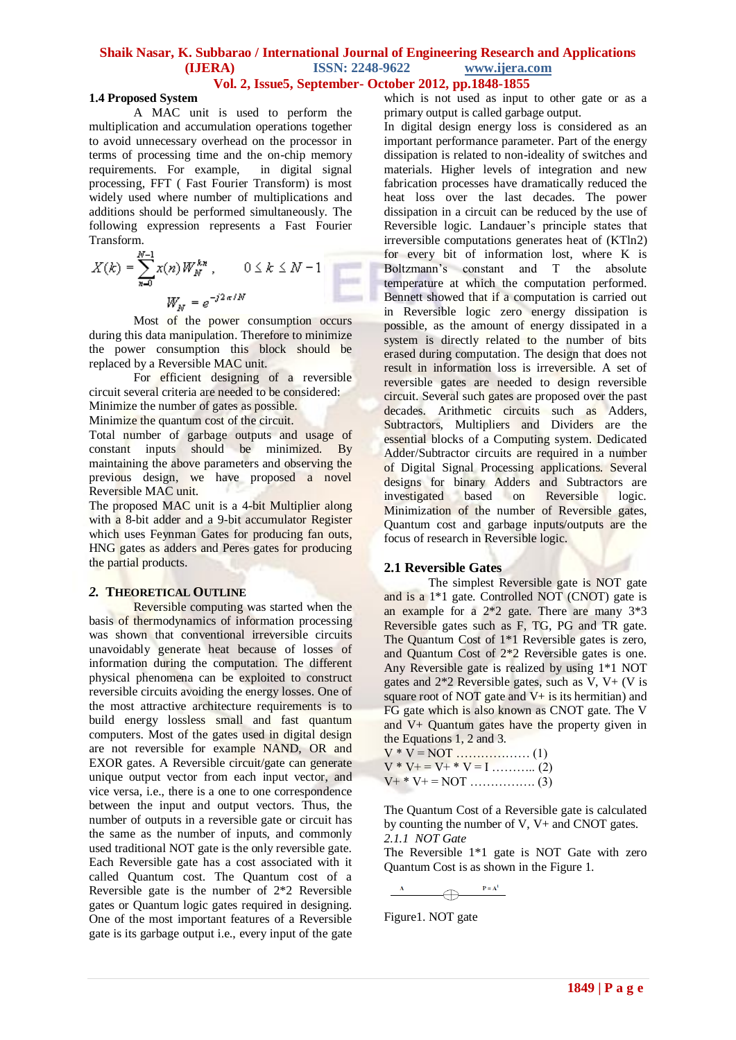### 1.4 Proposed System

A MAC unit is used to perform the multiplication and accumulation operations together to avoid unnecessary overhead on the processor in terms of processing time and the on-chip memory requirements. For example, in digital signal processing, FFT ( Fast Fourier Transform) is most widely used where number of multiplications and additions should be performed simultaneously. The following expression represents a Fast Fourier Transform.

$$X(k) = \sum_{n=0}^{N-1} x(n) W_N^{kn}, \qquad 0 \le k \le N-1$$

$$W_N = e^{-j2\pi/N}$$

Most of the power consumption occurs during this data manipulation. Therefore to minimize the power consumption this block should be replaced by a Reversible MAC unit.

For efficient designing of a reversible circuit several criteria are needed to be considered:
Minimize the number of gates as possible.
Minimize the quantum cost of the circuit.
Total number of garbage outputs and usage of constant inputs should be minimized. By maintaining the above parameters and observing the previous design, we have proposed a novel Reversible MAC unit.
The proposed MAC unit is a 4-bit Multiplier along with a 8-bit adder and a 9-bit accumulator Register which uses Feynman Gates for producing fan outs, HNG gates as adders and Peres gates for producing the partial products.

## 2. Theoretical Outline

Reversible computing was started when the basis of thermodynamics of information processing was shown that conventional irreversible circuits unavoidably generate heat because of losses of information during the computation. The different physical phenomena can be exploited to construct reversible circuits avoiding the energy losses. One of the most attractive architecture requirements is to build energy lossless small and fast quantum computers. Most of the gates used in digital design are not reversible for example NAND, OR and EXOR gates. A Reversible circuit/gate can generate unique output vector from each input vector, and vice versa, i.e., there is a one to one correspondence between the input and output vectors. Thus, the number of outputs in a reversible gate or circuit has the same as the number of inputs, and commonly used traditional NOT gate is the only reversible gate. Each Reversible gate has a cost associated with it called Quantum cost. The Quantum cost of a Reversible gate is the number of 2*2 Reversible gates or Quantum logic gates required in designing. One of the most important features of a Reversible gate is its garbage output i.e., every input of the gate which is not used as input to other gate or as a primary output is called garbage output.
In digital design energy loss is considered as an important performance parameter. Part of the energy dissipation is related to non-ideality of switches and materials. Higher levels of integration and new fabrication processes have dramatically reduced the heat loss over the last decades. The power dissipation in a circuit can be reduced by the use of Reversible logic. Landauer's principle states that irreversible computations generates heat of (KTln2) for every bit of information lost, where K is Boltzmann's constant and T the absolute temperature at which the computation performed. Bennett showed that if a computation is carried out in Reversible logic zero energy dissipation is possible, as the amount of energy dissipated in a system is directly related to the number of bits erased during computation. The design that does not result in information loss is irreversible. A set of reversible gates are needed to design reversible circuit. Several such gates are proposed over the past decades. Arithmetic circuits such as Adders, Subtractors, Multipliers and Dividers are the essential blocks of a Computing system. Dedicated Adder/Subtractor circuits are required in a number of Digital Signal Processing applications. Several designs for binary Adders and Subtractors are investigated based on Reversible logic. Minimization of the number of Reversible gates, Quantum cost and garbage inputs/outputs are the focus of research in Reversible logic.

### 2.1 Reversible Gates

The simplest Reversible gate is NOT gate and is a 1*1 gate. Controlled NOT (CNOT) gate is an example for a 2*2 gate. There are many 3*3 Reversible gates such as F, TG, PG and TR gate. The Quantum Cost of 1*1 Reversible gates is zero, and Quantum Cost of 2*2 Reversible gates is one. Any Reversible gate is realized by using 1*1 NOT gates and 2*2 Reversible gates, such as V, V+ (V is square root of NOT gate and V+ is its hermitian) and FG gate which is also known as CNOT gate. The V and V+ Quantum gates have the property given in the Equations 1, 2 and 3.

V * V = NOT ……………… (1)
V * V+ = V+ * V = I ……….. (2)
V+ * V+ = NOT ……………. (3)

The Quantum Cost of a Reversible gate is calculated by counting the number of V, V+ and CNOT gates.

*2.1.1 NOT Gate*

The Reversible 1*1 gate is NOT Gate with zero Quantum Cost is as shown in the Figure 1.

A —⊕— P = A'

Figure1. NOT gate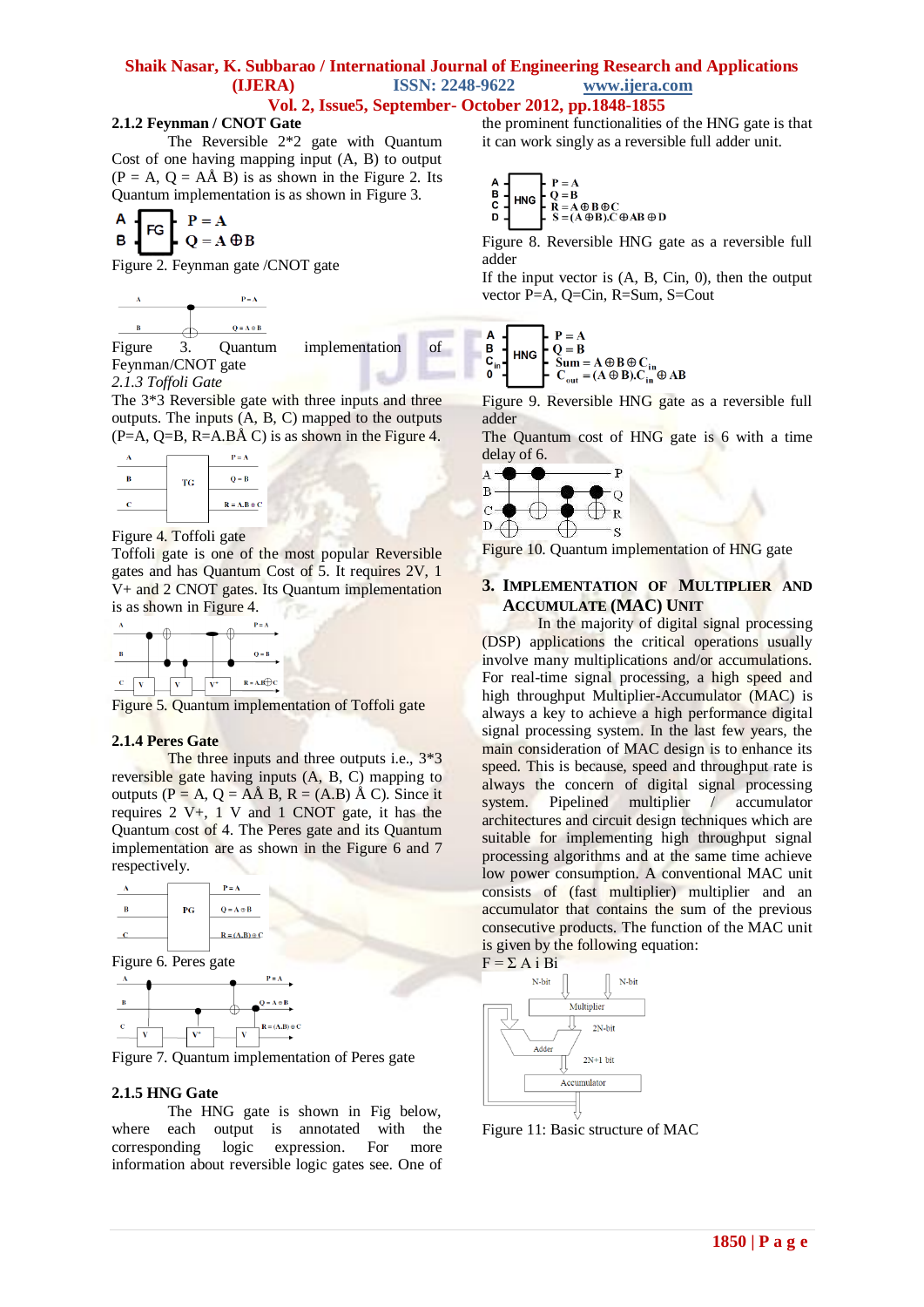#### 2.1.2 Feynman / CNOT Gate

The Reversible 2*2 gate with Quantum Cost of one having mapping input (A, B) to output (P = A, Q = AÅ B) is as shown in the Figure 2. Its Quantum implementation is as shown in Figure 3.

Figure 2. Feynman gate /CNOT gate

Figure 3. Quantum implementation of Feynman/CNOT gate

*2.1.3 Toffoli Gate*

The 3*3 Reversible gate with three inputs and three outputs. The inputs (A, B, C) mapped to the outputs (P=A, Q=B, R=A.BÅ C) is as shown in the Figure 4.

Figure 4. Toffoli gate

Toffoli gate is one of the most popular Reversible gates and has Quantum Cost of 5. It requires 2V, 1 V+ and 2 CNOT gates. Its Quantum implementation is as shown in Figure 4.

Figure 5. Quantum implementation of Toffoli gate

#### 2.1.4 Peres Gate

The three inputs and three outputs i.e., 3*3 reversible gate having inputs (A, B, C) mapping to outputs (P = A, Q = AÅ B, R = (A.B) Å C). Since it requires 2 V+, 1 V and 1 CNOT gate, it has the Quantum cost of 4. The Peres gate and its Quantum implementation are as shown in the Figure 6 and 7 respectively.

Figure 6. Peres gate

Figure 7. Quantum implementation of Peres gate

#### 2.1.5 HNG Gate

The HNG gate is shown in Fig below, where each output is annotated with the corresponding logic expression. For more information about reversible logic gates see. One of the prominent functionalities of the HNG gate is that it can work singly as a reversible full adder unit.

Figure 8. Reversible HNG gate as a reversible full adder

If the input vector is (A, B, Cin, 0), then the output vector P=A, Q=Cin, R=Sum, S=Cout

Figure 9. Reversible HNG gate as a reversible full adder

The Quantum cost of HNG gate is 6 with a time delay of 6.

Figure 10. Quantum implementation of HNG gate

## 3. Implementation of Multiplier and Accumulator (MAC) Unit

In the majority of digital signal processing (DSP) applications the critical operations usually involve many multiplications and/or accumulations. For real-time signal processing, a high speed and high throughput Multiplier-Accumulator (MAC) is always a key to achieve a high performance digital signal processing system. In the last few years, the main consideration of MAC design is to enhance its speed. This is because, speed and throughput rate is always the concern of digital signal processing system. Pipelined multiplier / accumulator architectures and circuit design techniques which are suitable for implementing high throughput signal processing algorithms and at the same time achieve low power consumption. A conventional MAC unit consists of (fast multiplier) multiplier and an accumulator that contains the sum of the previous consecutive products. The function of the MAC unit is given by the following equation:

$F = \Sigma A i Bi$

Figure 11: Basic structure of MAC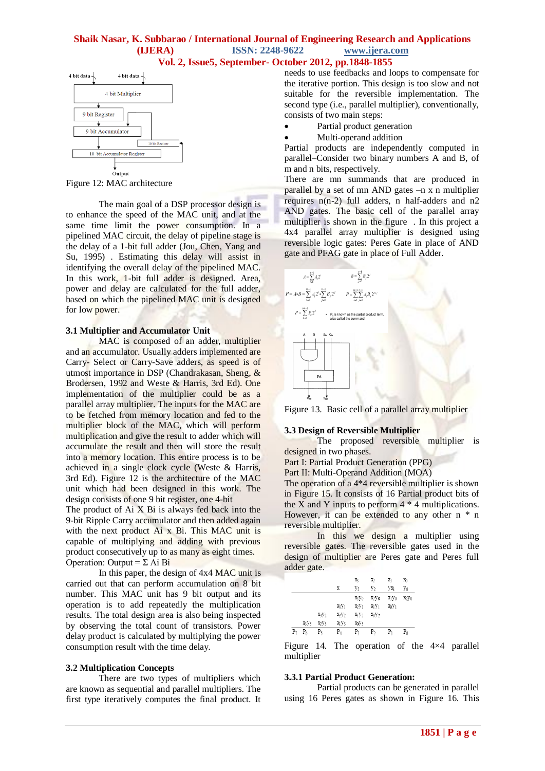Figure 12: MAC architecture

The main goal of a DSP processor design is to enhance the speed of the MAC unit, and at the same time limit the power consumption. In a pipelined MAC circuit, the delay of pipeline stage is the delay of a 1-bit full adder (Jou, Chen, Yang and Su, 1995) . Estimating this delay will assist in identifying the overall delay of the pipelined MAC. In this work, 1-bit full adder is designed. Area, power and delay are calculated for the full adder, based on which the pipelined MAC unit is designed for low power.

### 3.1 Multiplier and Accumulator Unit

MAC is composed of an adder, multiplier and an accumulator. Usually adders implemented are Carry- Select or Carry-Save adders, as speed is of utmost importance in DSP (Chandrakasan, Sheng, & Brodersen, 1992 and Weste & Harris, 3rd Ed). One implementation of the multiplier could be as a parallel array multiplier. The inputs for the MAC are to be fetched from memory location and fed to the multiplier block of the MAC, which will perform multiplication and give the result to adder which will accumulate the result and then will store the result into a memory location. This entire process is to be achieved in a single clock cycle (Weste & Harris, 3rd Ed). Figure 12 is the architecture of the MAC unit which had been designed in this work. The design consists of one 9 bit register, one 4-bit

The product of Ai X Bi is always fed back into the 9-bit Ripple Carry accumulator and then added again with the next product Ai x Bi. This MAC unit is capable of multiplying and adding with previous product consecutively up to as many as eight times.

Operation: Output = Σ Ai Bi

In this paper, the design of 4x4 MAC unit is carried out that can perform accumulation on 8 bit number. This MAC unit has 9 bit output and its operation is to add repeatedly the multiplication results. The total design area is also being inspected by observing the total count of transistors. Power delay product is calculated by multiplying the power consumption result with the time delay.

### 3.2 Multiplication Concepts

There are two types of multipliers which are known as sequential and parallel multipliers. The first type iteratively computes the final product. It needs to use feedbacks and loops to compensate for the iterative portion. This design is too slow and not suitable for the reversible implementation. The second type (i.e., parallel multiplier), conventionally, consists of two main steps:

- Partial product generation
- Multi-operand addition

Partial products are independently computed in parallel–Consider two binary numbers A and B, of m and n bits, respectively.

There are mn summands that are produced in parallel by a set of mn AND gates –n x n multiplier requires n(n-2) full adders, n half-adders and n2 AND gates. The basic cell of the parallel array multiplier is shown in the figure . In this project a 4x4 parallel array multiplier is designed using reversible logic gates: Peres Gate in place of AND gate and PFAG gate in place of Full Adder.

$$A=\sum_{i=0}^{m-1} A_i 2^i \qquad B=\sum_{j=0}^{n-1} B_j 2^j$$

$$P=A\bullet B=\sum_{i=0}^{m-1} A_i 2^i \cdot \sum_{j=0}^{n-1} B_j 2^j \qquad P=\sum_{i=0}^{m-1}\sum_{j=0}^{n-1} A_i B_j 2^{i+j}$$

$$P=\sum_{k=0}^{m+n-1} P_k 2^k$$

- $P_k$ is known as the partial product term, also called the summand

Figure 13. Basic cell of a parallel array multiplier

### 3.3 Design of Reversible Multiplier

The proposed reversible multiplier is designed in two phases.

Part I: Partial Product Generation (PPG)

Part II: Multi-Operand Addition (MOA)

The operation of a 4*4 reversible multiplier is shown in Figure 15. It consists of 16 Partial product bits of the X and Y inputs to perform 4 * 4 multiplications. However, it can be extended to any other n * n reversible multiplier.

In this we design a multiplier using reversible gates. The reversible gates used in the design of multiplier are Peres gate and Peres full adder gate.

|  |  |  |  | $x_3$ | $x_2$ | $x_1$ | $x_0$ |
|---|---|---|---|---|---|---|---|
|  |  |  | x | $y_3$ | $y_2$ | $y_1$ | $y_0$ |
|  |  |  |  | $x_3y_0$ | $x_2y_0$ | $x_1y_0$ | $x_0y_0$ |
|  |  |  | $x_3y_1$ | $x_2y_1$ | $x_1y_1$ | $x_0y_1$ |  |
|  |  | $x_3y_2$ | $x_2y_2$ | $x_1y_2$ | $x_0y_2$ |  |  |
|  | $x_3y_3$ | $x_2y_3$ | $x_1y_3$ | $x_0y_3$ |  |  |  |
| $P_7$ | $P_6$ | $P_5$ | $P_4$ | $P_3$ | $P_2$ | $P_1$ | $P_0$ |

Figure 14. The operation of the 4×4 parallel multiplier

#### 3.3.1 Partial Product Generation:

Partial products can be generated in parallel using 16 Peres gates as shown in Figure 16. This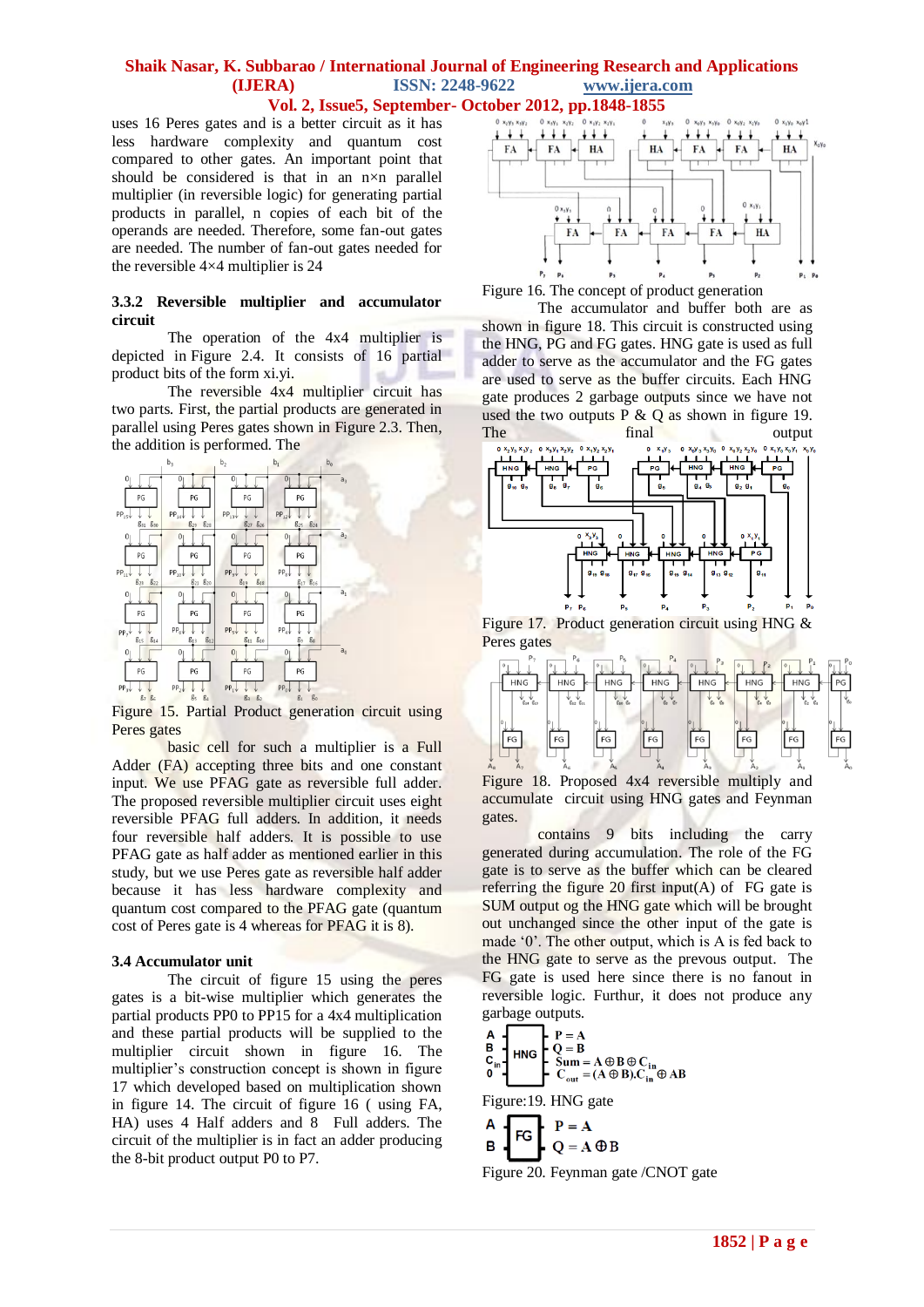uses 16 Peres gates and is a better circuit as it has less hardware complexity and quantum cost compared to other gates. An important point that should be considered is that in an n×n parallel multiplier (in reversible logic) for generating partial products in parallel, n copies of each bit of the operands are needed. Therefore, some fan-out gates are needed. The number of fan-out gates needed for the reversible 4×4 multiplier is 24

### 3.3.2 Reversible multiplier and accumulator circuit

The operation of the 4x4 multiplier is depicted in Figure 2.4. It consists of 16 partial product bits of the form xi.yi.

The reversible 4x4 multiplier circuit has two parts. First, the partial products are generated in parallel using Peres gates shown in Figure 2.3. Then, the addition is performed. The

Figure 15. Partial Product generation circuit using Peres gates

basic cell for such a multiplier is a Full Adder (FA) accepting three bits and one constant input. We use PFAG gate as reversible full adder. The proposed reversible multiplier circuit uses eight reversible PFAG full adders. In addition, it needs four reversible half adders. It is possible to use PFAG gate as half adder as mentioned earlier in this study, but we use Peres gate as reversible half adder because it has less hardware complexity and quantum cost compared to the PFAG gate (quantum cost of Peres gate is 4 whereas for PFAG it is 8).

### 3.4 Accumulator unit

The circuit of figure 15 using the peres gates is a bit-wise multiplier which generates the partial products PP0 to PP15 for a 4x4 multiplication and these partial products will be supplied to the multiplier circuit shown in figure 16. The multiplier's construction concept is shown in figure 17 which developed based on multiplication shown in figure 14. The circuit of figure 16 ( using FA, HA) uses 4 Half adders and 8 Full adders. The circuit of the multiplier is in fact an adder producing the 8-bit product output P0 to P7.

Figure 16. The concept of product generation

The accumulator and buffer both are as shown in figure 18. This circuit is constructed using the HNG, PG and FG gates. HNG gate is used as full adder to serve as the accumulator and the FG gates are used to serve as the buffer circuits. Each HNG gate produces 2 garbage outputs since we have not used the two outputs P & Q as shown in figure 19. The final output

Figure 17. Product generation circuit using HNG & Peres gates

Figure 18. Proposed 4x4 reversible multiply and accumulate circuit using HNG gates and Feynman gates.

contains 9 bits including the carry generated during accumulation. The role of the FG gate is to serve as the buffer which can be cleared referring the figure 20 first input(A) of FG gate is SUM output og the HNG gate which will be brought out unchanged since the other input of the gate is made '0'. The other output, which is A is fed back to the HNG gate to serve as the prevous output. The FG gate is used here since there is no fanout in reversible logic. Furthur, it does not produce any garbage outputs.

$P = A$
$Q = B$
$Sum = A \oplus B \oplus C_{in}$
$C_{out} = (A \oplus B).C_{in} \oplus AB$

Figure:19. HNG gate

$P = A$
$Q = A \oplus B$

Figure 20. Feynman gate /CNOT gate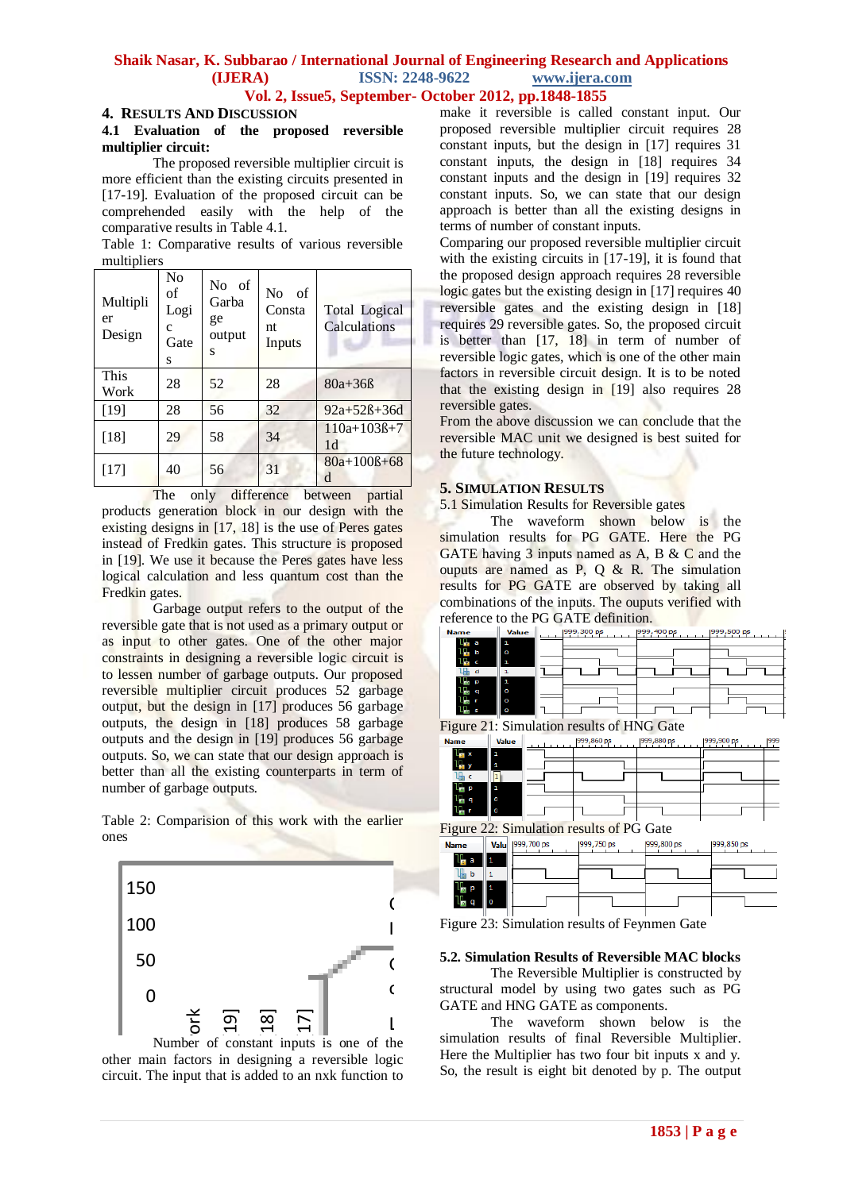## 4. Results And Discussion

### 4.1 Evaluation of the proposed reversible multiplier circuit:

The proposed reversible multiplier circuit is more efficient than the existing circuits presented in [17-19]. Evaluation of the proposed circuit can be comprehended easily with the help of the comparative results in Table 4.1.

Table 1: Comparative results of various reversible multipliers

| Multiplier Design | No of Logic Gates | No of Garbage outputs | No of Constant Inputs | Total Logical Calculations |
|---|---|---|---|---|
| This Work | 28 | 52 | 28 | 80a+36ß |
| [19] | 28 | 56 | 32 | 92a+52ß+36d |
| [18] | 29 | 58 | 34 | 110a+103ß+71d |
| [17] | 40 | 56 | 31 | 80a+100ß+68d |

The only difference between partial products generation block in our design with the existing designs in [17, 18] is the use of Peres gates instead of Fredkin gates. This structure is proposed in [19]. We use it because the Peres gates have less logical calculation and less quantum cost than the Fredkin gates.

Garbage output refers to the output of the reversible gate that is not used as a primary output or as input to other gates. One of the other major constraints in designing a reversible logic circuit is to lessen number of garbage outputs. Our proposed reversible multiplier circuit produces 52 garbage output, but the design in [17] produces 56 garbage outputs, the design in [18] produces 58 garbage outputs and the design in [19] produces 56 garbage outputs. So, we can state that our design approach is better than all the existing counterparts in term of number of garbage outputs.

Table 2: Comparision of this work with the earlier ones

Number of constant inputs is one of the other main factors in designing a reversible logic circuit. The input that is added to an nxk function to make it reversible is called constant input. Our proposed reversible multiplier circuit requires 28 constant inputs, but the design in [17] requires 31 constant inputs, the design in [18] requires 34 constant inputs and the design in [19] requires 32 constant inputs. So, we can state that our design approach is better than all the existing designs in terms of number of constant inputs.

Comparing our proposed reversible multiplier circuit with the existing circuits in [17-19], it is found that the proposed design approach requires 28 reversible logic gates but the existing design in [17] requires 40 reversible gates and the existing design in [18] requires 29 reversible gates. So, the proposed circuit is better than [17, 18] in term of number of reversible logic gates, which is one of the other main factors in reversible circuit design. It is to be noted that the existing design in [19] also requires 28 reversible gates.

From the above discussion we can conclude that the reversible MAC unit we designed is best suited for the future technology.

## 5. Simulation Results

### 5.1 Simulation Results for Reversible gates

The waveform shown below is the simulation results for PG GATE. Here the PG GATE having 3 inputs named as A, B & C and the ouputs are named as P, Q & R. The simulation results for PG GATE are observed by taking all combinations of the inputs. The ouputs verified with reference to the PG GATE definition.

Figure 21: Simulation results of HNG Gate

Figure 22: Simulation results of PG Gate

Figure 23: Simulation results of Feynmen Gate

### 5.2. Simulation Results of Reversible MAC blocks

The Reversible Multiplier is constructed by structural model by using two gates such as PG GATE and HNG GATE as components.

The waveform shown below is the simulation results of final Reversible Multiplier. Here the Multiplier has two four bit inputs x and y. So, the result is eight bit denoted by p. The output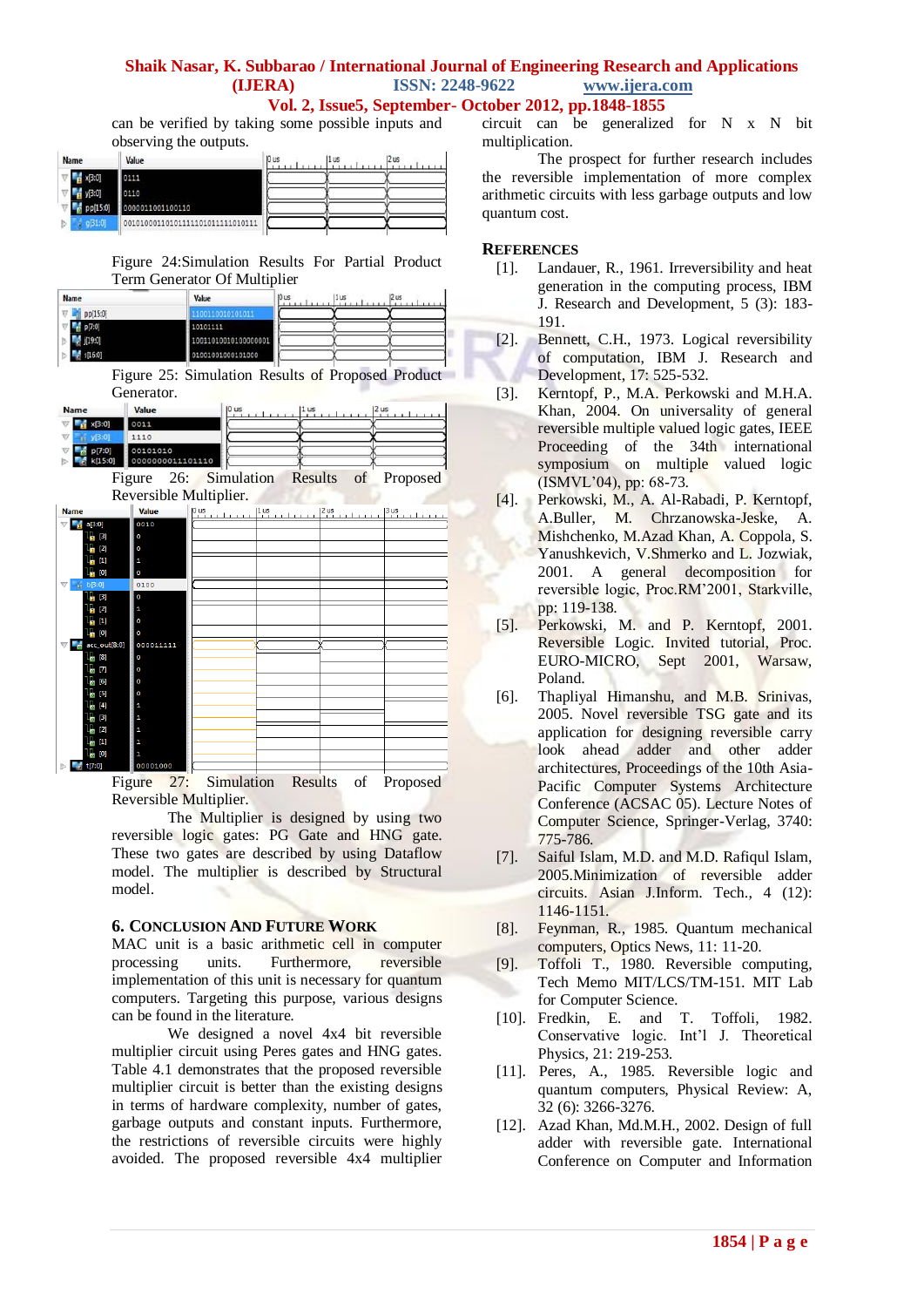can be verified by taking some possible inputs and observing the outputs.

Figure 24:Simulation Results For Partial Product Term Generator Of Multiplier

Figure 25: Simulation Results of Proposed Product Generator.

Figure 26: Simulation Results of Proposed Reversible Multiplier.

Figure 27: Simulation Results of Proposed Reversible Multiplier.

The Multiplier is designed by using two reversible logic gates: PG Gate and HNG gate. These two gates are described by using Dataflow model. The multiplier is described by Structural model.

## 6. Conclusion And Future Work

MAC unit is a basic arithmetic cell in computer processing units. Furthermore, reversible implementation of this unit is necessary for quantum computers. Targeting this purpose, various designs can be found in the literature.

We designed a novel 4x4 bit reversible multiplier circuit using Peres gates and HNG gates. Table 4.1 demonstrates that the proposed reversible multiplier circuit is better than the existing designs in terms of hardware complexity, number of gates, garbage outputs and constant inputs. Furthermore, the restrictions of reversible circuits were highly avoided. The proposed reversible 4x4 multiplier circuit can be generalized for N x N bit multiplication.

The prospect for further research includes the reversible implementation of more complex arithmetic circuits with less garbage outputs and low quantum cost.

## References

[1]. Landauer, R., 1961. Irreversibility and heat generation in the computing process, IBM J. Research and Development, 5 (3): 183-191.

[2]. Bennett, C.H., 1973. Logical reversibility of computation, IBM J. Research and Development, 17: 525-532.

[3]. Kerntopf, P., M.A. Perkowski and M.H.A. Khan, 2004. On universality of general reversible multiple valued logic gates, IEEE Proceeding of the 34th international symposium on multiple valued logic (ISMVL'04), pp: 68-73.

[4]. Perkowski, M., A. Al-Rabadi, P. Kerntopf, A.Buller, M. Chrzanowska-Jeske, A. Mishchenko, M.Azad Khan, A. Coppola, S. Yanushkevich, V.Shmerko and L. Jozwiak, 2001. A general decomposition for reversible logic, Proc.RM'2001, Starkville, pp: 119-138.

[5]. Perkowski, M. and P. Kerntopf, 2001. Reversible Logic. Invited tutorial, Proc. EURO-MICRO, Sept 2001, Warsaw, Poland.

[6]. Thapliyal Himanshu, and M.B. Srinivas, 2005. Novel reversible TSG gate and its application for designing reversible carry look ahead adder and other adder architectures, Proceedings of the 10th Asia-Pacific Computer Systems Architecture Conference (ACSAC 05). Lecture Notes of Computer Science, Springer-Verlag, 3740: 775-786.

[7]. Saiful Islam, M.D. and M.D. Rafiqul Islam, 2005.Minimization of reversible adder circuits. Asian J.Inform. Tech., 4 (12): 1146-1151.

[8]. Feynman, R., 1985. Quantum mechanical computers, Optics News, 11: 11-20.

[9]. Toffoli T., 1980. Reversible computing, Tech Memo MIT/LCS/TM-151. MIT Lab for Computer Science.

[10]. Fredkin, E. and T. Toffoli, 1982. Conservative logic. Int'l J. Theoretical Physics, 21: 219-253.

[11]. Peres, A., 1985. Reversible logic and quantum computers, Physical Review: A, 32 (6): 3266-3276.

[12]. Azad Khan, Md.M.H., 2002. Design of full adder with reversible gate. International Conference on Computer and Information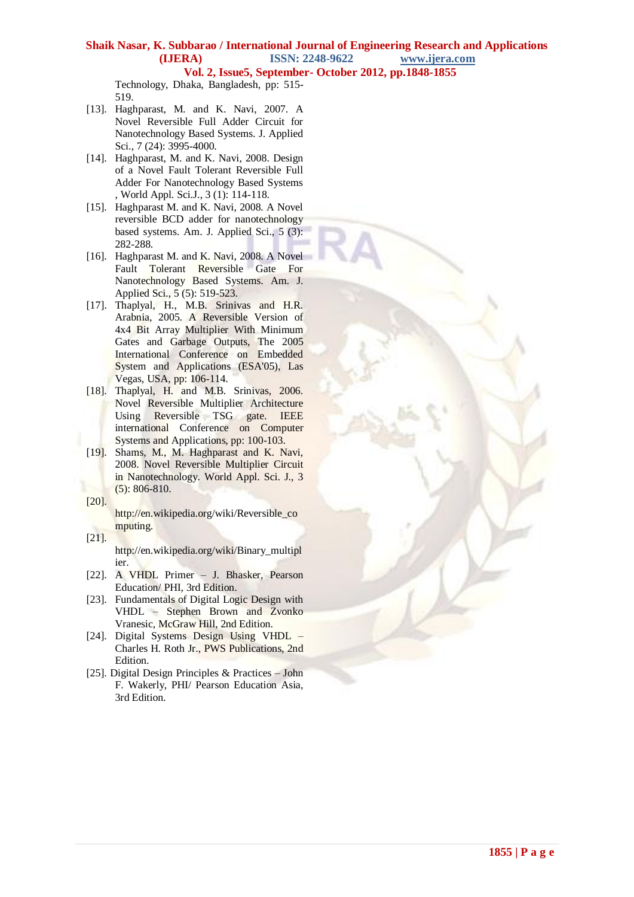Technology, Dhaka, Bangladesh, pp: 515-519.

[13]. Haghparast, M. and K. Navi, 2007. A Novel Reversible Full Adder Circuit for Nanotechnology Based Systems. J. Applied Sci., 7 (24): 3995-4000.

[14]. Haghparast, M. and K. Navi, 2008. Design of a Novel Fault Tolerant Reversible Full Adder For Nanotechnology Based Systems , World Appl. Sci.J., 3 (1): 114-118.

[15]. Haghparast M. and K. Navi, 2008. A Novel reversible BCD adder for nanotechnology based systems. Am. J. Applied Sci., 5 (3): 282-288.

[16]. Haghparast M. and K. Navi, 2008. A Novel Fault Tolerant Reversible Gate For Nanotechnology Based Systems. Am. J. Applied Sci., 5 (5): 519-523.

[17]. Thaplyal, H., M.B. Srinivas and H.R. Arabnia, 2005. A Reversible Version of 4x4 Bit Array Multiplier With Minimum Gates and Garbage Outputs, The 2005 International Conference on Embedded System and Applications (ESA'05), Las Vegas, USA, pp: 106-114.

[18]. Thaplyal, H. and M.B. Srinivas, 2006. Novel Reversible Multiplier Architecture Using Reversible TSG gate. IEEE international Conference on Computer Systems and Applications, pp: 100-103.

[19]. Shams, M., M. Haghparast and K. Navi, 2008. Novel Reversible Multiplier Circuit in Nanotechnology. World Appl. Sci. J., 3 (5): 806-810.

[20]. http://en.wikipedia.org/wiki/Reversible_computing.

[21]. http://en.wikipedia.org/wiki/Binary_multiplier.

[22]. A VHDL Primer – J. Bhasker, Pearson Education/ PHI, 3rd Edition.

[23]. Fundamentals of Digital Logic Design with VHDL – Stephen Brown and Zvonko Vranesic, McGraw Hill, 2nd Edition.

[24]. Digital Systems Design Using VHDL – Charles H. Roth Jr., PWS Publications, 2nd Edition.

[25]. Digital Design Principles & Practices – John F. Wakerly, PHI/ Pearson Education Asia, 3rd Edition.